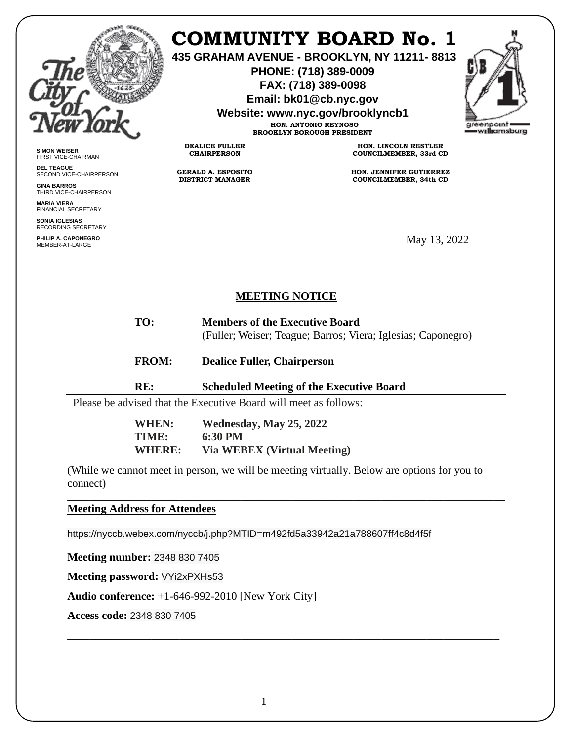# COMMUNITY BOARD No. 1

**435 GRAHAM AVENUE - BROOKLYN, NY 11211- 8813**
**PHONE: (718) 389-0009**
**FAX: (718) 389-0098**
**Email: bk01@cb.nyc.gov**
**Website: www.nyc.gov/brooklyncb1**

**HON. ANTONIO REYNOSO**
**BROOKLYN BOROUGH PRESIDENT**

**DEALICE FULLER**
**CHAIRPERSON**

**GERALD A. ESPOSITO**
**DISTRICT MANAGER**

**HON. LINCOLN RESTLER**
**COUNCILMEMBER, 33rd CD**

**HON. JENNIFER GUTIERREZ**
**COUNCILMEMBER, 34th CD**

**SIMON WEISER**
FIRST VICE-CHAIRMAN

**DEL TEAGUE**
SECOND VICE-CHAIRPERSON

**GINA BARROS**
THIRD VICE-CHAIRPERSON

**MARIA VIERA**
FINANCIAL SECRETARY

**SONIA IGLESIAS**
RECORDING SECRETARY

**PHILIP A. CAPONEGRO**
MEMBER-AT-LARGE

May 13, 2022

## MEETING NOTICE

**TO:** **Members of the Executive Board**
(Fuller; Weiser; Teague; Barros; Viera; Iglesias; Caponegro)

**FROM:** **Dealice Fuller, Chairperson**

**RE:** **Scheduled Meeting of the Executive Board**

---

Please be advised that the Executive Board will meet as follows:

**WHEN:** **Wednesday, May 25, 2022**
**TIME:** **6:30 PM**
**WHERE:** **Via WEBEX (Virtual Meeting)**

(While we cannot meet in person, we will be meeting virtually. Below are options for you to connect)

---

**Meeting Address for Attendees**

https://nyccb.webex.com/nyccb/j.php?MTID=m492fd5a33942a21a788607ff4c8d4f5f

**Meeting number:** 2348 830 7405

**Meeting password:** VYi2xPXHs53

**Audio conference:** +1-646-992-2010 [New York City]

**Access code:** 2348 830 7405

---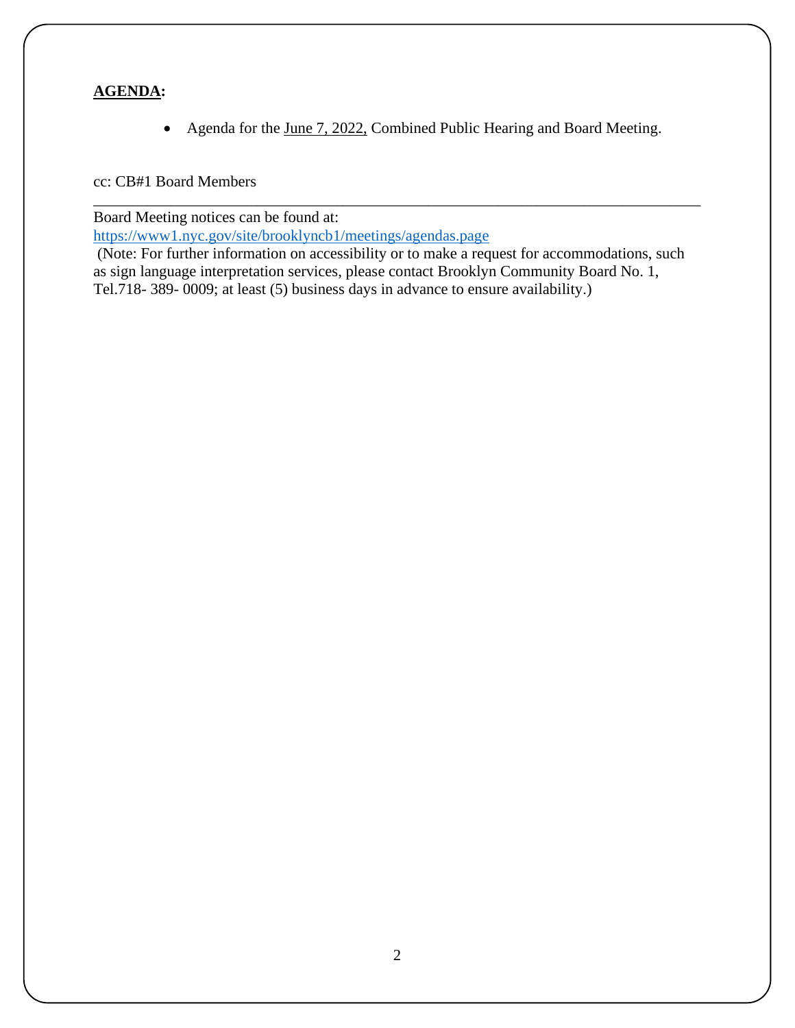**AGENDA:**

- Agenda for the June 7, 2022, Combined Public Hearing and Board Meeting.

cc: CB#1 Board Members

---

Board Meeting notices can be found at:
https://www1.nyc.gov/site/brooklyncb1/meetings/agendas.page
(Note: For further information on accessibility or to make a request for accommodations, such as sign language interpretation services, please contact Brooklyn Community Board No. 1, Tel.718- 389- 0009; at least (5) business days in advance to ensure availability.)